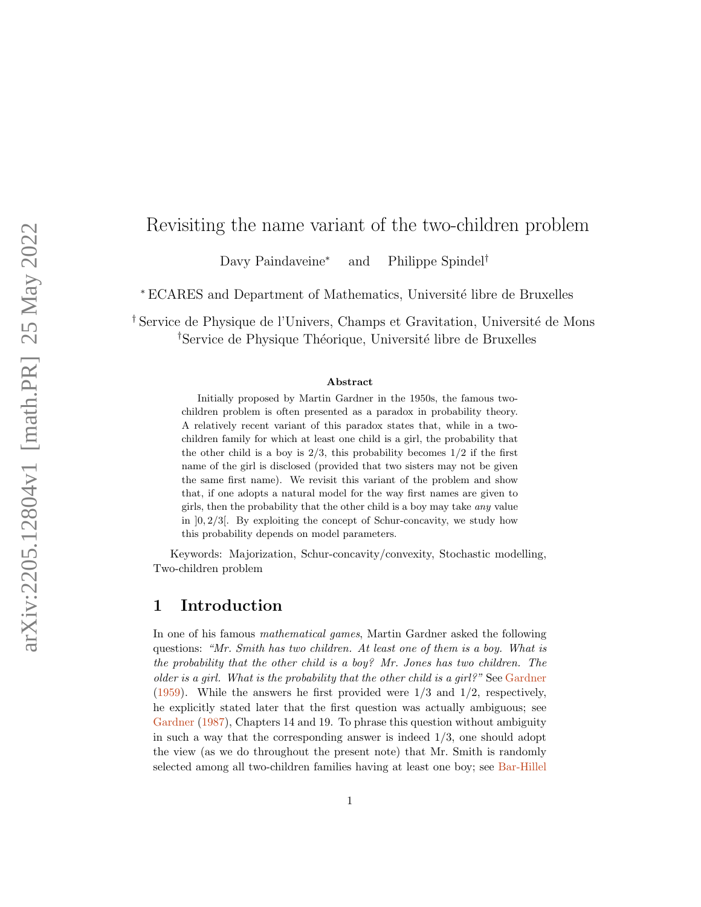# Revisiting the name variant of the two-children problem

Davy Paindaveine[*] and Philippe Spindel[†]

[*] ECARES and Department of Mathematics, Université libre de Bruxelles

[†] Service de Physique de l'Univers, Champs et Gravitation, Université de Mons
[†]Service de Physique Théorique, Université libre de Bruxelles

### Abstract

Initially proposed by Martin Gardner in the 1950s, the famous two-children problem is often presented as a paradox in probability theory. A relatively recent variant of this paradox states that, while in a two-children family for which at least one child is a girl, the probability that the other child is a boy is 2/3, this probability becomes 1/2 if the first name of the girl is disclosed (provided that two sisters may not be given the same first name). We revisit this variant of the problem and show that, if one adopts a natural model for the way first names are given to girls, then the probability that the other child is a boy may take *any* value in $]0, 2/3[$. By exploiting the concept of Schur-concavity, we study how this probability depends on model parameters.

Keywords: Majorization, Schur-concavity/convexity, Stochastic modelling, Two-children problem

## 1 Introduction

In one of his famous *mathematical games*, Martin Gardner asked the following questions: *"Mr. Smith has two children. At least one of them is a boy. What is the probability that the other child is a boy? Mr. Jones has two children. The older is a girl. What is the probability that the other child is a girl?"* See Gardner (1959). While the answers he first provided were 1/3 and 1/2, respectively, he explicitly stated later that the first question was actually ambiguous; see Gardner (1987), Chapters 14 and 19. To phrase this question without ambiguity in such a way that the corresponding answer is indeed 1/3, one should adopt the view (as we do throughout the present note) that Mr. Smith is randomly selected among all two-children families having at least one boy; see Bar-Hillel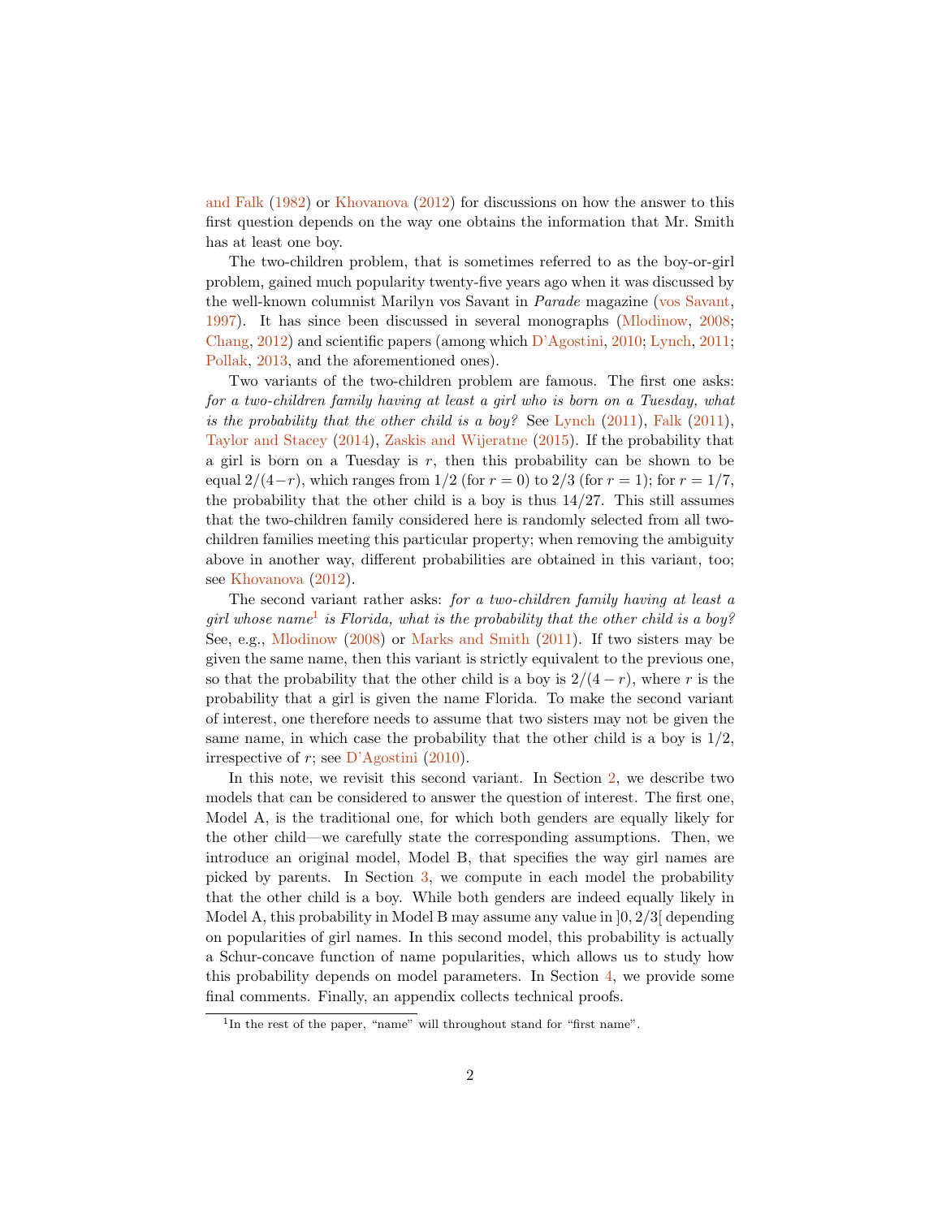and Falk (1982) or Khovanova (2012) for discussions on how the answer to this first question depends on the way one obtains the information that Mr. Smith has at least one boy.

The two-children problem, that is sometimes referred to as the boy-or-girl problem, gained much popularity twenty-five years ago when it was discussed by the well-known columnist Marilyn vos Savant in *Parade* magazine (vos Savant, 1997). It has since been discussed in several monographs (Mlodinow, 2008; Chang, 2012) and scientific papers (among which D'Agostini, 2010; Lynch, 2011; Pollak, 2013, and the aforementioned ones).

Two variants of the two-children problem are famous. The first one asks: *for a two-children family having at least a girl who is born on a Tuesday, what is the probability that the other child is a boy?* See Lynch (2011), Falk (2011), Taylor and Stacey (2014), Zaskis and Wijeratne (2015). If the probability that a girl is born on a Tuesday is $r$, then this probability can be shown to be equal $2/(4-r)$, which ranges from $1/2$ (for $r = 0$) to $2/3$ (for $r = 1$); for $r = 1/7$, the probability that the other child is a boy is thus $14/27$. This still assumes that the two-children family considered here is randomly selected from all two-children families meeting this particular property; when removing the ambiguity above in another way, different probabilities are obtained in this variant, too; see Khovanova (2012).

The second variant rather asks: *for a two-children family having at least a girl whose name*[1] *is Florida, what is the probability that the other child is a boy?* See, e.g., Mlodinow (2008) or Marks and Smith (2011). If two sisters may be given the same name, then this variant is strictly equivalent to the previous one, so that the probability that the other child is a boy is $2/(4-r)$, where $r$ is the probability that a girl is given the name Florida. To make the second variant of interest, one therefore needs to assume that two sisters may not be given the same name, in which case the probability that the other child is a boy is $1/2$, irrespective of $r$; see D'Agostini (2010).

In this note, we revisit this second variant. In Section 2, we describe two models that can be considered to answer the question of interest. The first one, Model A, is the traditional one, for which both genders are equally likely for the other child—we carefully state the corresponding assumptions. Then, we introduce an original model, Model B, that specifies the way girl names are picked by parents. In Section 3, we compute in each model the probability that the other child is a boy. While both genders are indeed equally likely in Model A, this probability in Model B may assume any value in $]0, 2/3[$ depending on popularities of girl names. In this second model, this probability is actually a Schur-concave function of name popularities, which allows us to study how this probability depends on model parameters. In Section 4, we provide some final comments. Finally, an appendix collects technical proofs.

[1] In the rest of the paper, "name" will throughout stand for "first name".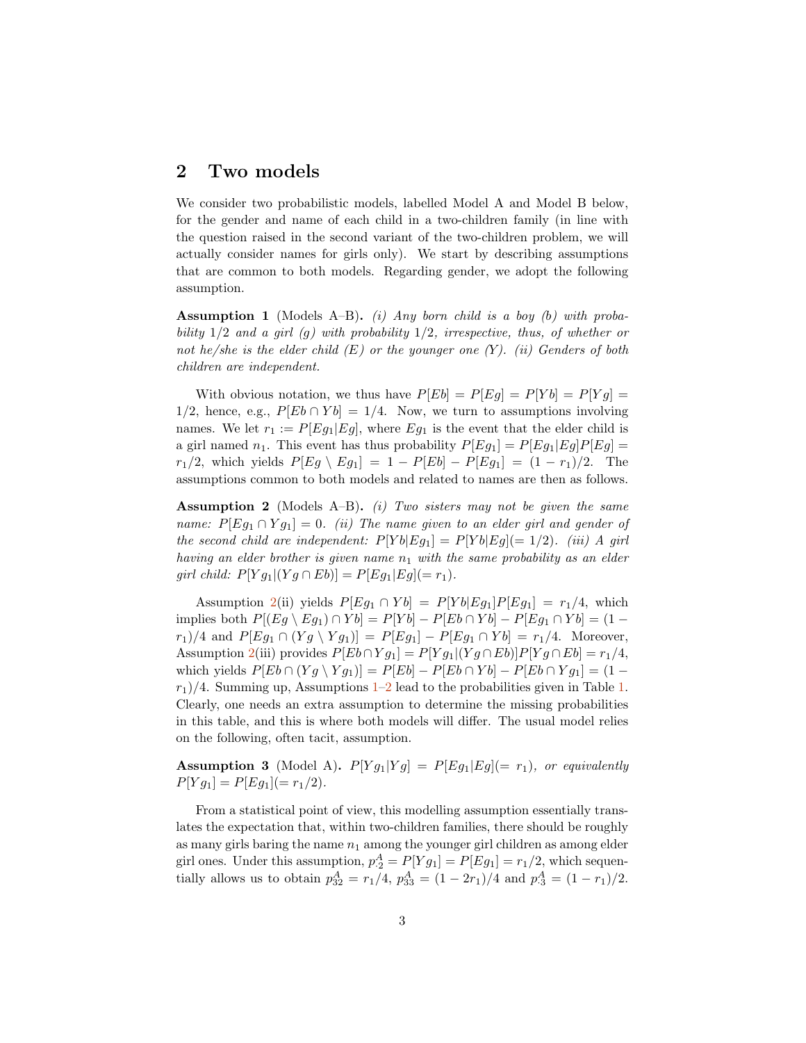## 2 Two models

We consider two probabilistic models, labelled Model A and Model B below, for the gender and name of each child in a two-children family (in line with the question raised in the second variant of the two-children problem, we will actually consider names for girls only). We start by describing assumptions that are common to both models. Regarding gender, we adopt the following assumption.

**Assumption 1** (Models A–B)**.** *(i) Any born child is a boy (b) with probability* $1/2$ *and a girl (g) with probability* $1/2$*, irrespective, thus, of whether or not he/she is the elder child (E) or the younger one (Y). (ii) Genders of both children are independent.*

With obvious notation, we thus have $P[Eb] = P[Eg] = P[Yb] = P[Yg] = 1/2$, hence, e.g., $P[Eb \cap Yb] = 1/4$. Now, we turn to assumptions involving names. We let $r_1 := P[Eg_1|Eg]$, where $Eg_1$ is the event that the elder child is a girl named $n_1$. This event has thus probability $P[Eg_1] = P[Eg_1|Eg]P[Eg] = r_1/2$, which yields $P[Eg \setminus Eg_1] = 1 - P[Eb] - P[Eg_1] = (1 - r_1)/2$. The assumptions common to both models and related to names are then as follows.

**Assumption 2** (Models A–B)**.** *(i) Two sisters may not be given the same name:* $P[Eg_1 \cap Yg_1] = 0$*. (ii) The name given to an elder girl and gender of the second child are independent:* $P[Yb|Eg_1] = P[Yb|Eg](= 1/2)$*. (iii) A girl having an elder brother is given name* $n_1$ *with the same probability as an elder girl child:* $P[Yg_1|(Yg \cap Eb)] = P[Eg_1|Eg](= r_1)$*.*

Assumption 2(ii) yields $P[Eg_1 \cap Yb] = P[Yb|Eg_1]P[Eg_1] = r_1/4$, which implies both $P[(Eg \setminus Eg_1) \cap Yb] = P[Yb] - P[Eb \cap Yb] - P[Eg_1 \cap Yb] = (1 - r_1)/4$ and $P[Eg_1 \cap (Yg \setminus Yg_1)] = P[Eg_1] - P[Eg_1 \cap Yb] = r_1/4$. Moreover, Assumption 2(iii) provides $P[Eb \cap Yg_1] = P[Yg_1|(Yg \cap Eb)]P[Yg \cap Eb] = r_1/4$, which yields $P[Eb \cap (Yg \setminus Yg_1)] = P[Eb] - P[Eb \cap Yb] - P[Eb \cap Yg_1] = (1 - r_1)/4$. Summing up, Assumptions 1–2 lead to the probabilities given in Table 1. Clearly, one needs an extra assumption to determine the missing probabilities in this table, and this is where both models will differ. The usual model relies on the following, often tacit, assumption.

**Assumption 3** (Model A)**.** $P[Yg_1|Yg] = P[Eg_1|Eg](= r_1)$*, or equivalently* $P[Yg_1] = P[Eg_1](= r_1/2)$*.*

From a statistical point of view, this modelling assumption essentially translates the expectation that, within two-children families, there should be roughly as many girls baring the name $n_1$ among the younger girl children as among elder girl ones. Under this assumption, $p^A_{\cdot 2} = P[Yg_1] = P[Eg_1] = r_1/2$, which sequentially allows us to obtain $p^A_{32} = r_1/4$, $p^A_{33} = (1 - 2r_1)/4$ and $p^A_{\cdot 3} = (1 - r_1)/2$.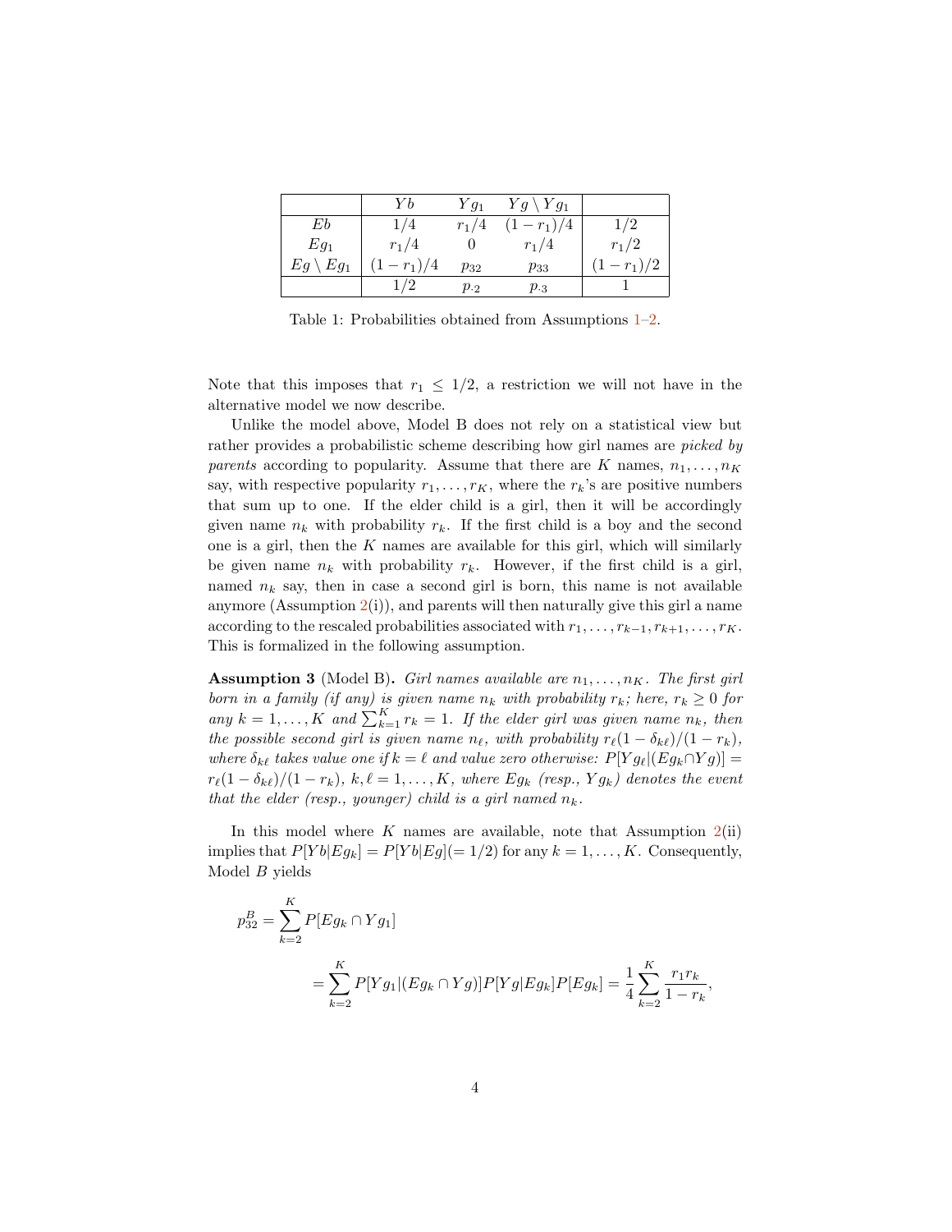|  | $Yb$ | $Yg_1$ | $Yg \setminus Yg_1$ |  |
|---|---|---|---|---|
| $Eb$ | $1/4$ | $r_1/4$ | $(1-r_1)/4$ | $1/2$ |
| $Eg_1$ | $r_1/4$ | $0$ | $r_1/4$ | $r_1/2$ |
| $Eg \setminus Eg_1$ | $(1-r_1)/4$ | $p_{32}$ | $p_{33}$ | $(1-r_1)/2$ |
|  | $1/2$ | $p_{\cdot 2}$ | $p_{\cdot 3}$ | $1$ |

Table 1: Probabilities obtained from Assumptions 1–2.

Note that this imposes that $r_1 \leq 1/2$, a restriction we will not have in the alternative model we now describe.

Unlike the model above, Model B does not rely on a statistical view but rather provides a probabilistic scheme describing how girl names are *picked by parents* according to popularity. Assume that there are $K$ names, $n_1, \ldots, n_K$ say, with respective popularity $r_1, \ldots, r_K$, where the $r_k$'s are positive numbers that sum up to one. If the elder child is a girl, then it will be accordingly given name $n_k$ with probability $r_k$. If the first child is a boy and the second one is a girl, then the $K$ names are available for this girl, which will similarly be given name $n_k$ with probability $r_k$. However, if the first child is a girl, named $n_k$ say, then in case a second girl is born, this name is not available anymore (Assumption 2(i)), and parents will then naturally give this girl a name according to the rescaled probabilities associated with $r_1, \ldots, r_{k-1}, r_{k+1}, \ldots, r_K$. This is formalized in the following assumption.

**Assumption 3** (Model B)**.** *Girl names available are $n_1, \ldots, n_K$. The first girl born in a family (if any) is given name $n_k$ with probability $r_k$; here, $r_k \geq 0$ for any $k = 1, \ldots, K$ and $\sum_{k=1}^K r_k = 1$. If the elder girl was given name $n_k$, then the possible second girl is given name $n_\ell$, with probability $r_\ell(1-\delta_{k\ell})/(1-r_k)$, where $\delta_{k\ell}$ takes value one if $k = \ell$ and value zero otherwise: $P[Yg_\ell|(Eg_k \cap Yg)] = r_\ell(1-\delta_{k\ell})/(1-r_k)$, $k, \ell = 1, \ldots, K$, where $Eg_k$ (resp., $Yg_k$) denotes the event that the elder (resp., younger) child is a girl named $n_k$.*

In this model where $K$ names are available, note that Assumption 2(ii) implies that $P[Yb|Eg_k] = P[Yb|Eg](= 1/2)$ for any $k = 1, \ldots, K$. Consequently, Model $B$ yields

$$
p_{32}^B = \sum_{k=2}^K P[Eg_k \cap Yg_1]
$$

$$
= \sum_{k=2}^K P[Yg_1|(Eg_k \cap Yg)] P[Yg|Eg_k] P[Eg_k] = \frac{1}{4} \sum_{k=2}^K \frac{r_1 r_k}{1-r_k},
$$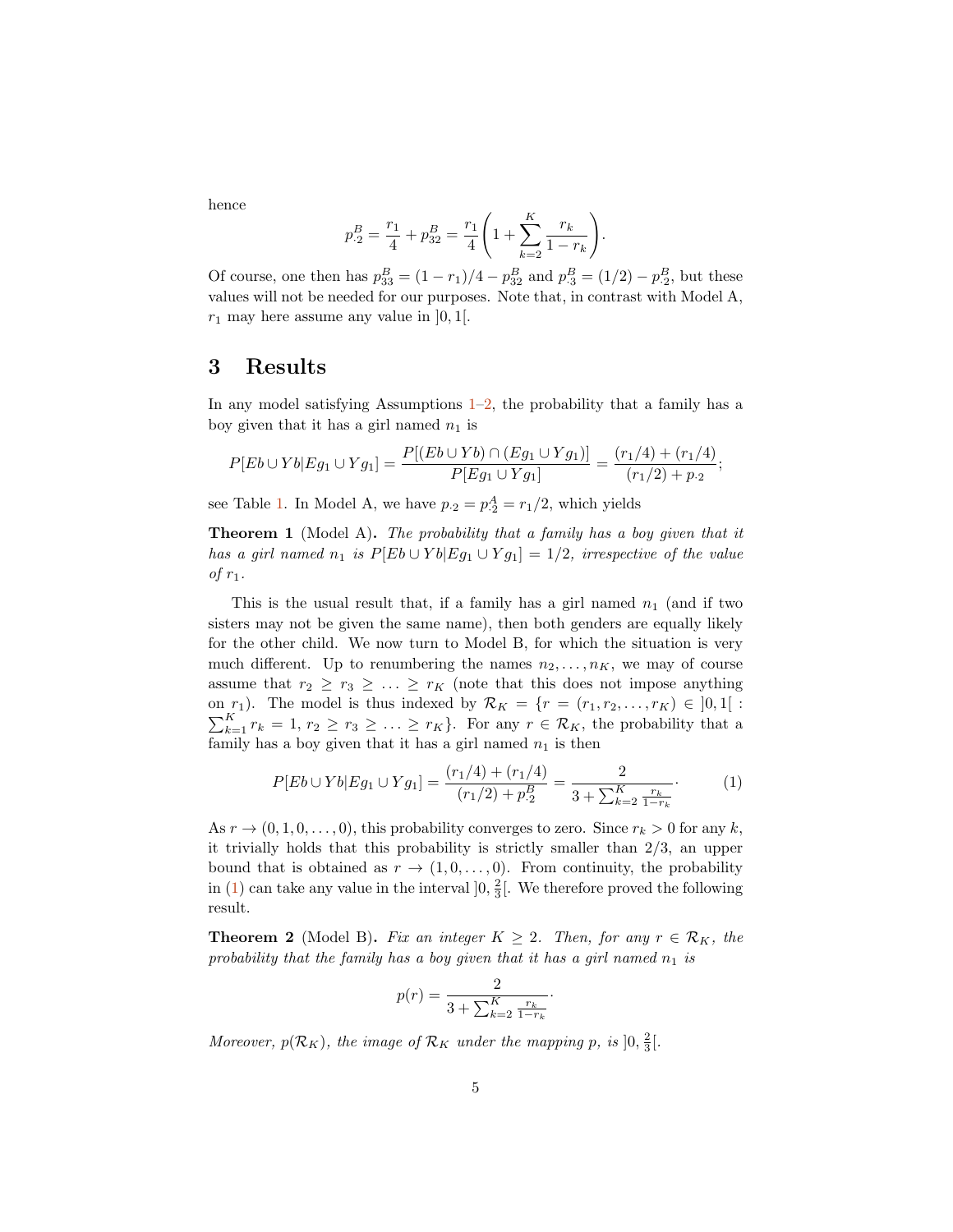hence

$$p^B_{\cdot 2} = \frac{r_1}{4} + p^B_{32} = \frac{r_1}{4}\left(1 + \sum_{k=2}^{K} \frac{r_k}{1-r_k}\right).$$

Of course, one then has $p^B_{33} = (1-r_1)/4 - p^B_{32}$ and $p^B_{\cdot 3} = (1/2) - p^B_{\cdot 2}$, but these values will not be needed for our purposes. Note that, in contrast with Model A, $r_1$ may here assume any value in $]0,1[$.

## 3 Results

In any model satisfying Assumptions 1–2, the probability that a family has a boy given that it has a girl named $n_1$ is

$$P[Eb \cup Yb | Eg_1 \cup Yg_1] = \frac{P[(Eb \cup Yb) \cap (Eg_1 \cup Yg_1)]}{P[Eg_1 \cup Yg_1]} = \frac{(r_1/4) + (r_1/4)}{(r_1/2) + p_{\cdot 2}};$$

see Table 1. In Model A, we have $p_{\cdot 2} = p^A_{\cdot 2} = r_1/2$, which yields

**Theorem 1** (Model A)**.** *The probability that a family has a boy given that it has a girl named $n_1$ is $P[Eb \cup Yb | Eg_1 \cup Yg_1] = 1/2$, irrespective of the value of $r_1$.*

This is the usual result that, if a family has a girl named $n_1$ (and if two sisters may not be given the same name), then both genders are equally likely for the other child. We now turn to Model B, for which the situation is very much different. Up to renumbering the names $n_2, \ldots, n_K$, we may of course assume that $r_2 \geq r_3 \geq \ldots \geq r_K$ (note that this does not impose anything on $r_1$). The model is thus indexed by $\mathcal{R}_K = \{r = (r_1, r_2, \ldots, r_K) \in ]0,1[ : \sum_{k=1}^{K} r_k = 1, r_2 \geq r_3 \geq \ldots \geq r_K\}$. For any $r \in \mathcal{R}_K$, the probability that a family has a boy given that it has a girl named $n_1$ is then

$$P[Eb \cup Yb | Eg_1 \cup Yg_1] = \frac{(r_1/4) + (r_1/4)}{(r_1/2) + p^B_{\cdot 2}} = \frac{2}{3 + \sum_{k=2}^{K} \frac{r_k}{1-r_k}}. \tag{1}$$

As $r \to (0,1,0,\ldots,0)$, this probability converges to zero. Since $r_k > 0$ for any $k$, it trivially holds that this probability is strictly smaller than $2/3$, an upper bound that is obtained as $r \to (1,0,\ldots,0)$. From continuity, the probability in (1) can take any value in the interval $]0, \frac{2}{3}[$. We therefore proved the following result.

**Theorem 2** (Model B)**.** *Fix an integer $K \geq 2$. Then, for any $r \in \mathcal{R}_K$, the probability that the family has a boy given that it has a girl named $n_1$ is*

$$p(r) = \frac{2}{3 + \sum_{k=2}^{K} \frac{r_k}{1-r_k}}.$$

*Moreover, $p(\mathcal{R}_K)$, the image of $\mathcal{R}_K$ under the mapping $p$, is $]0, \frac{2}{3}[$.*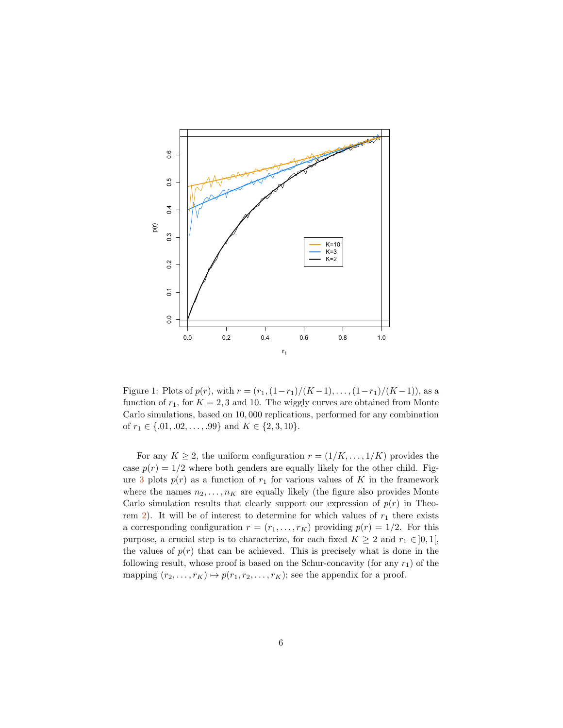Figure 1: Plots of $p(r)$, with $r = (r_1, (1-r_1)/(K-1), \ldots, (1-r_1)/(K-1))$, as a function of $r_1$, for $K = 2, 3$ and 10. The wiggly curves are obtained from Monte Carlo simulations, based on 10,000 replications, performed for any combination of $r_1 \in \{.01, .02, \ldots, .99\}$ and $K \in \{2, 3, 10\}$.

For any $K \geq 2$, the uniform configuration $r = (1/K, \ldots, 1/K)$ provides the case $p(r) = 1/2$ where both genders are equally likely for the other child. Figure 3 plots $p(r)$ as a function of $r_1$ for various values of $K$ in the framework where the names $n_2, \ldots, n_K$ are equally likely (the figure also provides Monte Carlo simulation results that clearly support our expression of $p(r)$ in Theorem 2). It will be of interest to determine for which values of $r_1$ there exists a corresponding configuration $r = (r_1, \ldots, r_K)$ providing $p(r) = 1/2$. For this purpose, a crucial step is to characterize, for each fixed $K \geq 2$ and $r_1 \in ]0, 1[$, the values of $p(r)$ that can be achieved. This is precisely what is done in the following result, whose proof is based on the Schur-concavity (for any $r_1$) of the mapping $(r_2, \ldots, r_K) \mapsto p(r_1, r_2, \ldots, r_K)$; see the appendix for a proof.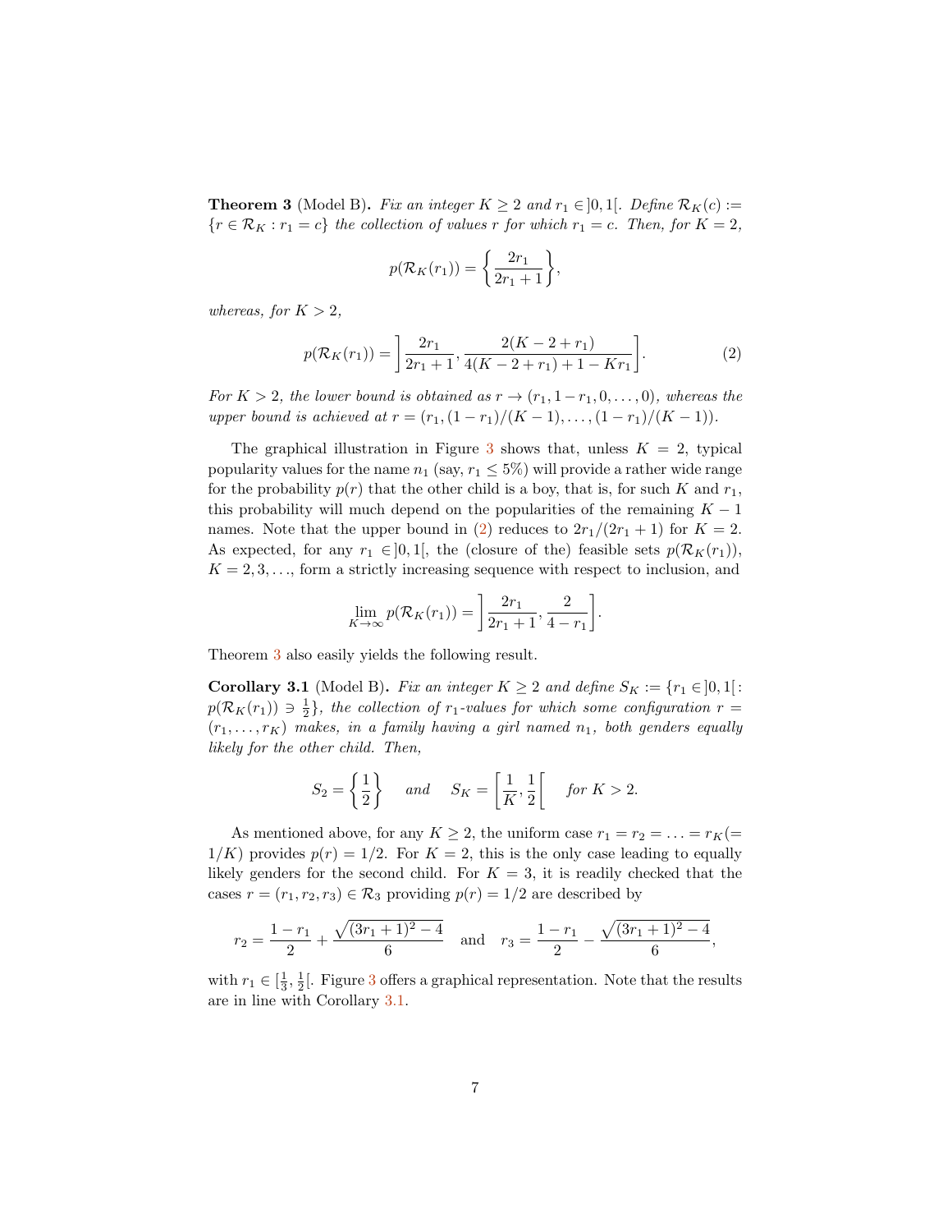**Theorem 3** (Model B)**.** *Fix an integer $K \geq 2$ and $r_1 \in ]0,1[$. Define $\mathcal{R}_K(c) := \{r \in \mathcal{R}_K : r_1 = c\}$ the collection of values $r$ for which $r_1 = c$. Then, for $K = 2$,*

$$p(\mathcal{R}_K(r_1)) = \left\{ \frac{2r_1}{2r_1 + 1} \right\},$$

*whereas, for $K > 2$,*

$$p(\mathcal{R}_K(r_1)) = \left] \frac{2r_1}{2r_1 + 1}, \frac{2(K - 2 + r_1)}{4(K - 2 + r_1) + 1 - Kr_1} \right]. \tag{2}$$

*For $K > 2$, the lower bound is obtained as $r \to (r_1, 1 - r_1, 0, \ldots, 0)$, whereas the upper bound is achieved at $r = (r_1, (1 - r_1)/(K - 1), \ldots, (1 - r_1)/(K - 1))$.*

The graphical illustration in Figure 3 shows that, unless $K = 2$, typical popularity values for the name $n_1$ (say, $r_1 \leq 5\%$) will provide a rather wide range for the probability $p(r)$ that the other child is a boy, that is, for such $K$ and $r_1$, this probability will much depend on the popularities of the remaining $K - 1$ names. Note that the upper bound in (2) reduces to $2r_1/(2r_1 + 1)$ for $K = 2$. As expected, for any $r_1 \in ]0,1[$, the (closure of the) feasible sets $p(\mathcal{R}_K(r_1))$, $K = 2, 3, \ldots$, form a strictly increasing sequence with respect to inclusion, and

$$\lim_{K \to \infty} p(\mathcal{R}_K(r_1)) = \left] \frac{2r_1}{2r_1 + 1}, \frac{2}{4 - r_1} \right].$$

Theorem 3 also easily yields the following result.

**Corollary 3.1** (Model B)**.** *Fix an integer $K \geq 2$ and define $S_K := \{r_1 \in ]0,1[ : p(\mathcal{R}_K(r_1)) \ni \frac{1}{2}\}$, the collection of $r_1$-values for which some configuration $r = (r_1, \ldots, r_K)$ makes, in a family having a girl named $n_1$, both genders equally likely for the other child. Then,*

$$S_2 = \left\{ \frac{1}{2} \right\} \quad \text{and} \quad S_K = \left[ \frac{1}{K}, \frac{1}{2} \right[ \quad \text{for } K > 2.$$

As mentioned above, for any $K \geq 2$, the uniform case $r_1 = r_2 = \ldots = r_K (= 1/K)$ provides $p(r) = 1/2$. For $K = 2$, this is the only case leading to equally likely genders for the second child. For $K = 3$, it is readily checked that the cases $r = (r_1, r_2, r_3) \in \mathcal{R}_3$ providing $p(r) = 1/2$ are described by

$$r_2 = \frac{1 - r_1}{2} + \frac{\sqrt{(3r_1 + 1)^2 - 4}}{6} \quad \text{and} \quad r_3 = \frac{1 - r_1}{2} - \frac{\sqrt{(3r_1 + 1)^2 - 4}}{6},$$

with $r_1 \in [\frac{1}{3}, \frac{1}{2}[$. Figure 3 offers a graphical representation. Note that the results are in line with Corollary 3.1.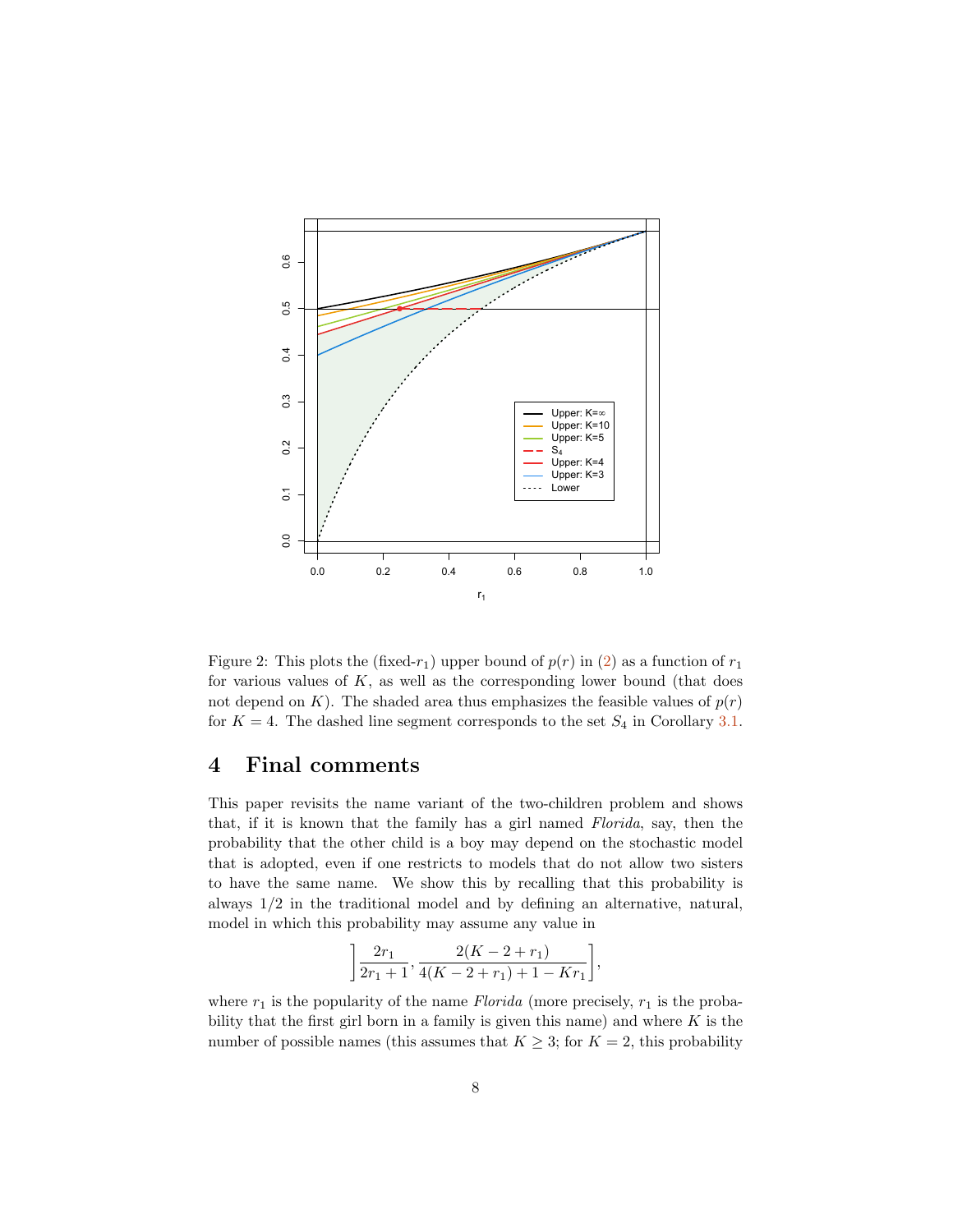Figure 2: This plots the (fixed-$r_1$) upper bound of $p(r)$ in (2) as a function of $r_1$ for various values of $K$, as well as the corresponding lower bound (that does not depend on $K$). The shaded area thus emphasizes the feasible values of $p(r)$ for $K = 4$. The dashed line segment corresponds to the set $S_4$ in Corollary 3.1.

# 4 Final comments

This paper revisits the name variant of the two-children problem and shows that, if it is known that the family has a girl named *Florida*, say, then the probability that the other child is a boy may depend on the stochastic model that is adopted, even if one restricts to models that do not allow two sisters to have the same name. We show this by recalling that this probability is always 1/2 in the traditional model and by defining an alternative, natural, model in which this probability may assume any value in

$$\left] \frac{2r_1}{2r_1 + 1}, \frac{2(K - 2 + r_1)}{4(K - 2 + r_1) + 1 - Kr_1} \right],$$

where $r_1$ is the popularity of the name *Florida* (more precisely, $r_1$ is the probability that the first girl born in a family is given this name) and where $K$ is the number of possible names (this assumes that $K \geq 3$; for $K = 2$, this probability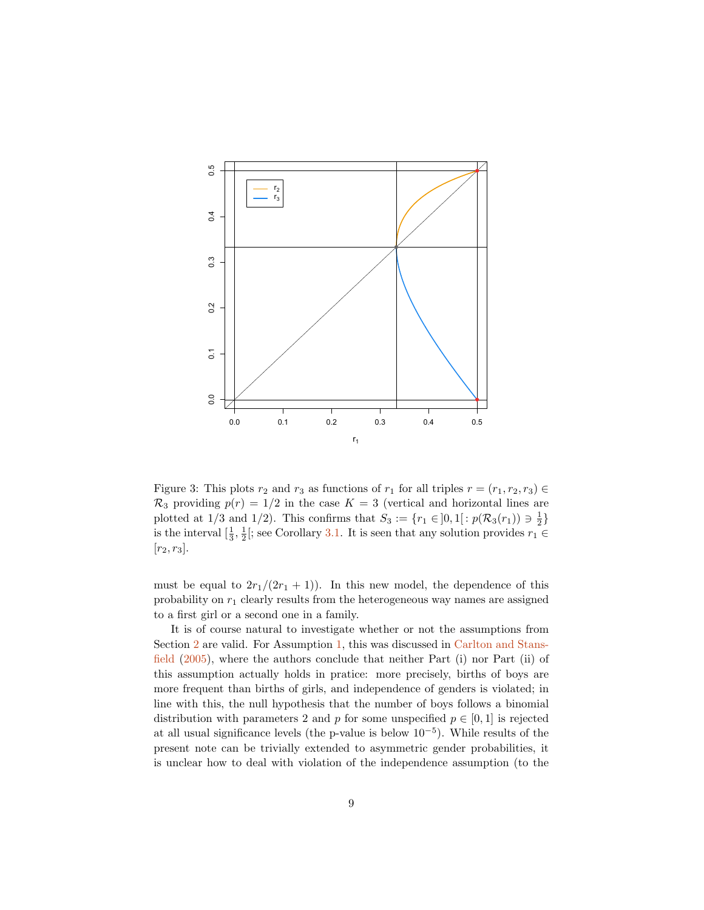Figure 3: This plots $r_2$ and $r_3$ as functions of $r_1$ for all triples $r = (r_1, r_2, r_3) \in \mathcal{R}_3$ providing $p(r) = 1/2$ in the case $K = 3$ (vertical and horizontal lines are plotted at $1/3$ and $1/2$). This confirms that $S_3 := \{r_1 \in ]0,1[ : p(\mathcal{R}_3(r_1)) \ni \frac{1}{2}\}$ is the interval $[\frac{1}{3}, \frac{1}{2}[$; see Corollary 3.1. It is seen that any solution provides $r_1 \in [r_2, r_3]$.

must be equal to $2r_1/(2r_1 + 1)$). In this new model, the dependence of this probability on $r_1$ clearly results from the heterogeneous way names are assigned to a first girl or a second one in a family.

It is of course natural to investigate whether or not the assumptions from Section 2 are valid. For Assumption 1, this was discussed in Carlton and Stansfield (2005), where the authors conclude that neither Part (i) nor Part (ii) of this assumption actually holds in pratice: more precisely, births of boys are more frequent than births of girls, and independence of genders is violated; in line with this, the null hypothesis that the number of boys follows a binomial distribution with parameters 2 and $p$ for some unspecified $p \in [0, 1]$ is rejected at all usual significance levels (the p-value is below $10^{-5}$). While results of the present note can be trivially extended to asymmetric gender probabilities, it is unclear how to deal with violation of the independence assumption (to the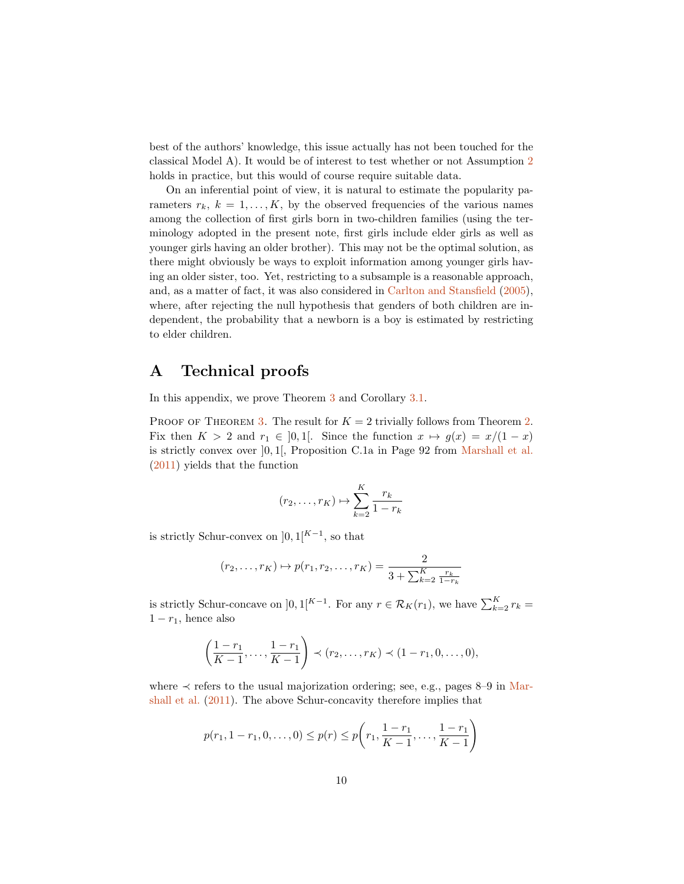best of the authors' knowledge, this issue actually has not been touched for the classical Model A). It would be of interest to test whether or not Assumption 2 holds in practice, but this would of course require suitable data.

On an inferential point of view, it is natural to estimate the popularity parameters $r_k$, $k = 1, \ldots, K$, by the observed frequencies of the various names among the collection of first girls born in two-children families (using the terminology adopted in the present note, first girls include elder girls as well as younger girls having an older brother). This may not be the optimal solution, as there might obviously be ways to exploit information among younger girls having an older sister, too. Yet, restricting to a subsample is a reasonable approach, and, as a matter of fact, it was also considered in Carlton and Stansfield (2005), where, after rejecting the null hypothesis that genders of both children are independent, the probability that a newborn is a boy is estimated by restricting to elder children.

# A Technical proofs

In this appendix, we prove Theorem 3 and Corollary 3.1.

Proof of Theorem 3. The result for $K = 2$ trivially follows from Theorem 2. Fix then $K > 2$ and $r_1 \in ]0, 1[$. Since the function $x \mapsto g(x) = x/(1-x)$ is strictly convex over $]0, 1[$, Proposition C.1a in Page 92 from Marshall et al. (2011) yields that the function

$$(r_2, \ldots, r_K) \mapsto \sum_{k=2}^{K} \frac{r_k}{1 - r_k}$$

is strictly Schur-convex on $]0, 1[^{K-1}$, so that

$$(r_2, \ldots, r_K) \mapsto p(r_1, r_2, \ldots, r_K) = \frac{2}{3 + \sum_{k=2}^{K} \frac{r_k}{1-r_k}}$$

is strictly Schur-concave on $]0, 1[^{K-1}$. For any $r \in \mathcal{R}_K(r_1)$, we have $\sum_{k=2}^{K} r_k = 1 - r_1$, hence also

$$\left( \frac{1 - r_1}{K - 1}, \ldots, \frac{1 - r_1}{K - 1} \right) \prec (r_2, \ldots, r_K) \prec (1 - r_1, 0, \ldots, 0),$$

where $\prec$ refers to the usual majorization ordering; see, e.g., pages 8–9 in Marshall et al. (2011). The above Schur-concavity therefore implies that

$$p(r_1, 1 - r_1, 0, \ldots, 0) \leq p(r) \leq p\left( r_1, \frac{1 - r_1}{K - 1}, \ldots, \frac{1 - r_1}{K - 1} \right)$$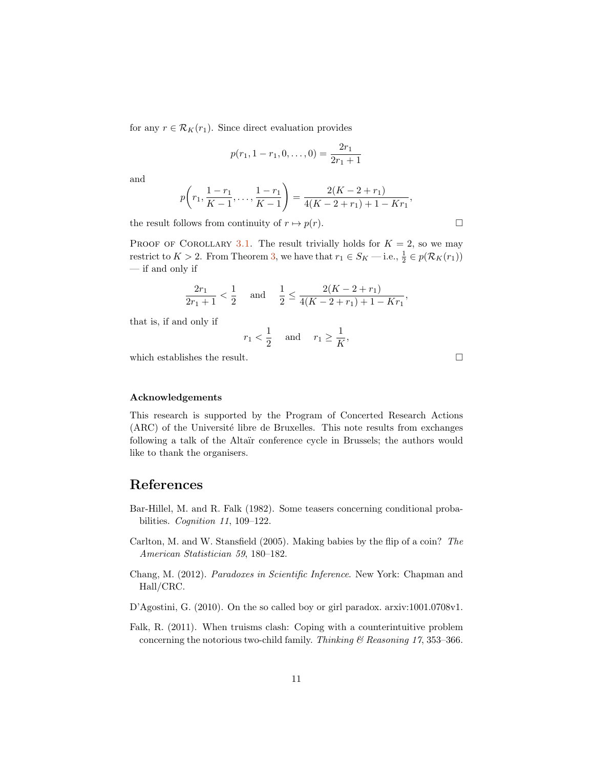for any $r \in \mathcal{R}_K(r_1)$. Since direct evaluation provides

$$p(r_1, 1 - r_1, 0, \ldots, 0) = \frac{2r_1}{2r_1 + 1}$$

and

$$p\left(r_1, \frac{1 - r_1}{K - 1}, \ldots, \frac{1 - r_1}{K - 1}\right) = \frac{2(K - 2 + r_1)}{4(K - 2 + r_1) + 1 - Kr_1},$$

the result follows from continuity of $r \mapsto p(r)$. □

Proof of Corollary 3.1. The result trivially holds for $K = 2$, so we may restrict to $K > 2$. From Theorem 3, we have that $r_1 \in S_K$ — i.e., $\frac{1}{2} \in p(\mathcal{R}_K(r_1))$ — if and only if

$$\frac{2r_1}{2r_1 + 1} < \frac{1}{2} \quad \text{and} \quad \frac{1}{2} \leq \frac{2(K - 2 + r_1)}{4(K - 2 + r_1) + 1 - Kr_1},$$

that is, if and only if

$$r_1 < \frac{1}{2} \quad \text{and} \quad r_1 \geq \frac{1}{K},$$

which establishes the result. □

### Acknowledgements

This research is supported by the Program of Concerted Research Actions (ARC) of the Université libre de Bruxelles. This note results from exchanges following a talk of the Altaïr conference cycle in Brussels; the authors would like to thank the organisers.

## References

Bar-Hillel, M. and R. Falk (1982). Some teasers concerning conditional probabilities. *Cognition 11*, 109–122.

Carlton, M. and W. Stansfield (2005). Making babies by the flip of a coin? *The American Statistician 59*, 180–182.

Chang, M. (2012). *Paradoxes in Scientific Inference*. New York: Chapman and Hall/CRC.

D'Agostini, G. (2010). On the so called boy or girl paradox. arxiv:1001.0708v1.

Falk, R. (2011). When truisms clash: Coping with a counterintuitive problem concerning the notorious two-child family. *Thinking & Reasoning 17*, 353–366.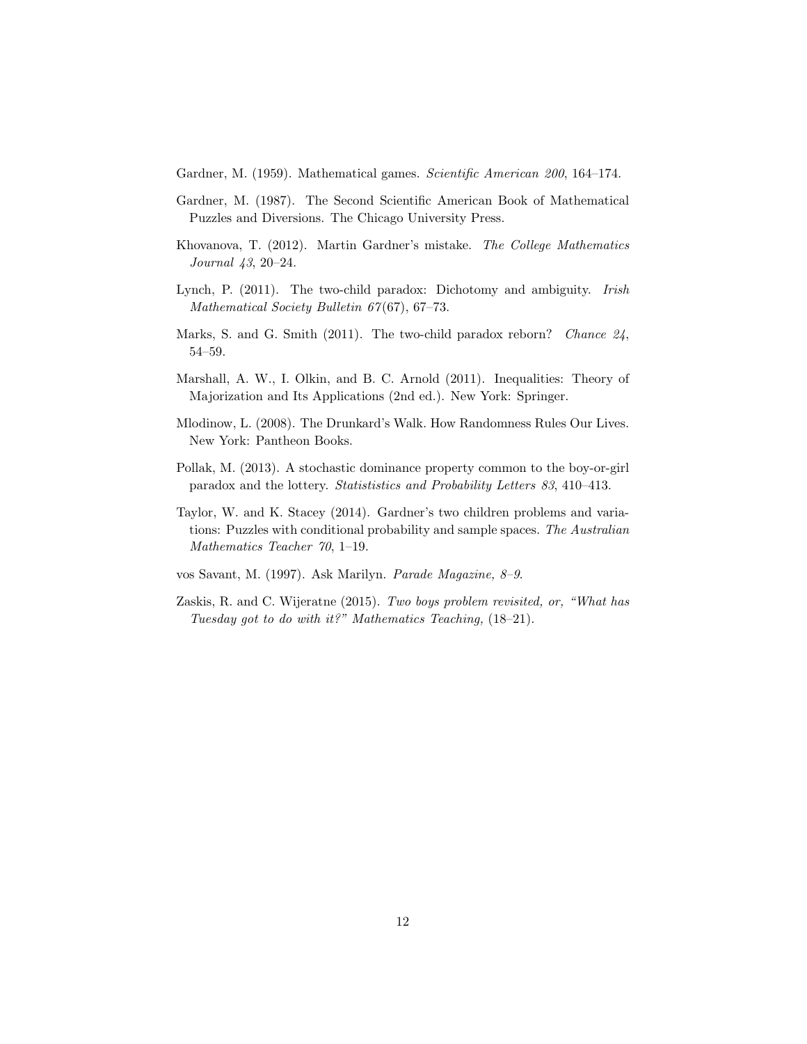Gardner, M. (1959). Mathematical games. *Scientific American 200*, 164–174.

Gardner, M. (1987). The Second Scientific American Book of Mathematical Puzzles and Diversions. The Chicago University Press.

Khovanova, T. (2012). Martin Gardner's mistake. *The College Mathematics Journal 43*, 20–24.

Lynch, P. (2011). The two-child paradox: Dichotomy and ambiguity. *Irish Mathematical Society Bulletin 67*(67), 67–73.

Marks, S. and G. Smith (2011). The two-child paradox reborn? *Chance 24*, 54–59.

Marshall, A. W., I. Olkin, and B. C. Arnold (2011). Inequalities: Theory of Majorization and Its Applications (2nd ed.). New York: Springer.

Mlodinow, L. (2008). The Drunkard's Walk. How Randomness Rules Our Lives. New York: Pantheon Books.

Pollak, M. (2013). A stochastic dominance property common to the boy-or-girl paradox and the lottery. *Statististics and Probability Letters 83*, 410–413.

Taylor, W. and K. Stacey (2014). Gardner's two children problems and variations: Puzzles with conditional probability and sample spaces. *The Australian Mathematics Teacher 70*, 1–19.

vos Savant, M. (1997). Ask Marilyn. *Parade Magazine, 8–9*.

Zaskis, R. and C. Wijeratne (2015). *Two boys problem revisited, or, "What has Tuesday got to do with it?" Mathematics Teaching,* (18–21).